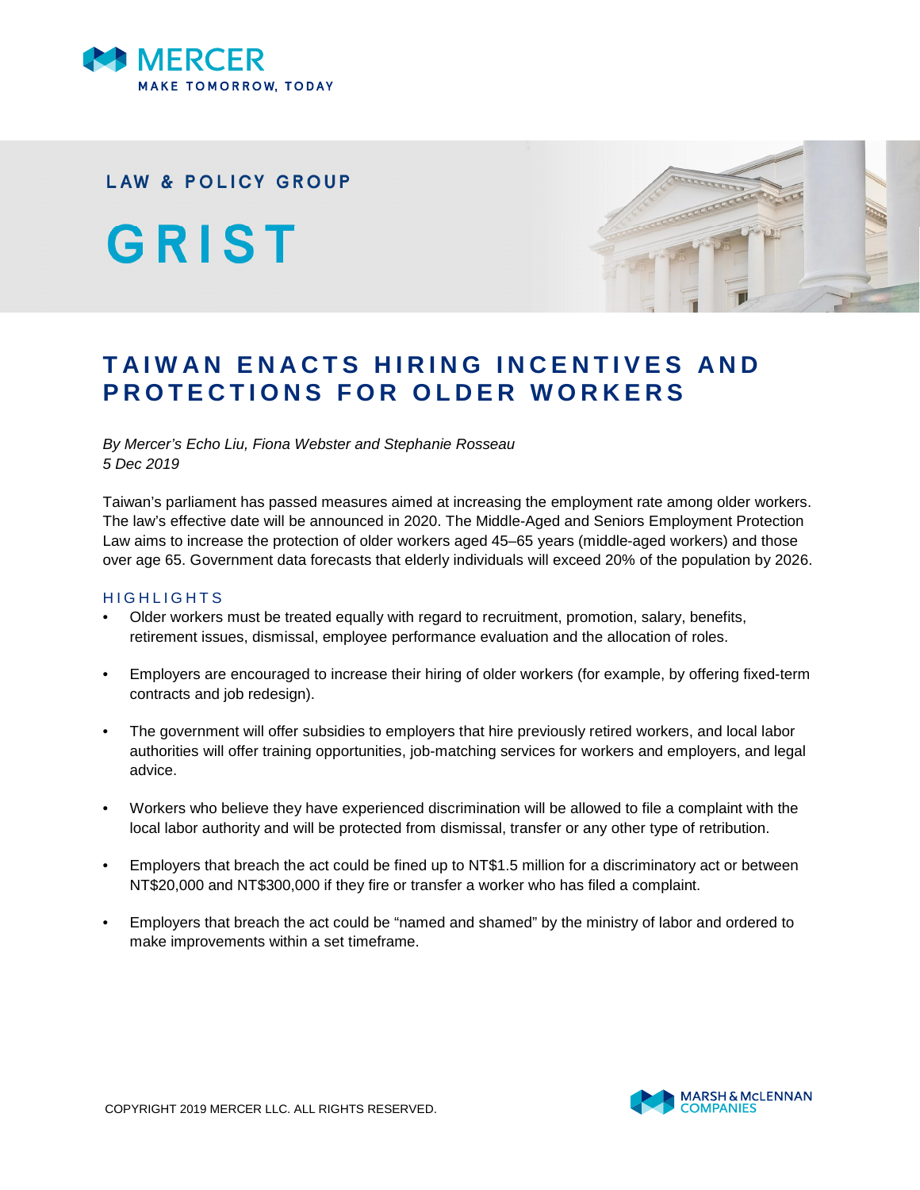LAW & POLICY GROUP

# GRIST

## TAIWAN ENACTS HIRING INCENTIVES AND PROTECTIONS FOR OLDER WORKERS

*By Mercer's Echo Liu, Fiona Webster and Stephanie Rosseau*
*5 Dec 2019*

Taiwan's parliament has passed measures aimed at increasing the employment rate among older workers. The law's effective date will be announced in 2020. The Middle-Aged and Seniors Employment Protection Law aims to increase the protection of older workers aged 45–65 years (middle-aged workers) and those over age 65. Government data forecasts that elderly individuals will exceed 20% of the population by 2026.

### HIGHLIGHTS

- Older workers must be treated equally with regard to recruitment, promotion, salary, benefits, retirement issues, dismissal, employee performance evaluation and the allocation of roles.
- Employers are encouraged to increase their hiring of older workers (for example, by offering fixed-term contracts and job redesign).
- The government will offer subsidies to employers that hire previously retired workers, and local labor authorities will offer training opportunities, job-matching services for workers and employers, and legal advice.
- Workers who believe they have experienced discrimination will be allowed to file a complaint with the local labor authority and will be protected from dismissal, transfer or any other type of retribution.
- Employers that breach the act could be fined up to NT$1.5 million for a discriminatory act or between NT$20,000 and NT$300,000 if they fire or transfer a worker who has filed a complaint.
- Employers that breach the act could be "named and shamed" by the ministry of labor and ordered to make improvements within a set timeframe.

COPYRIGHT 2019 MERCER LLC. ALL RIGHTS RESERVED.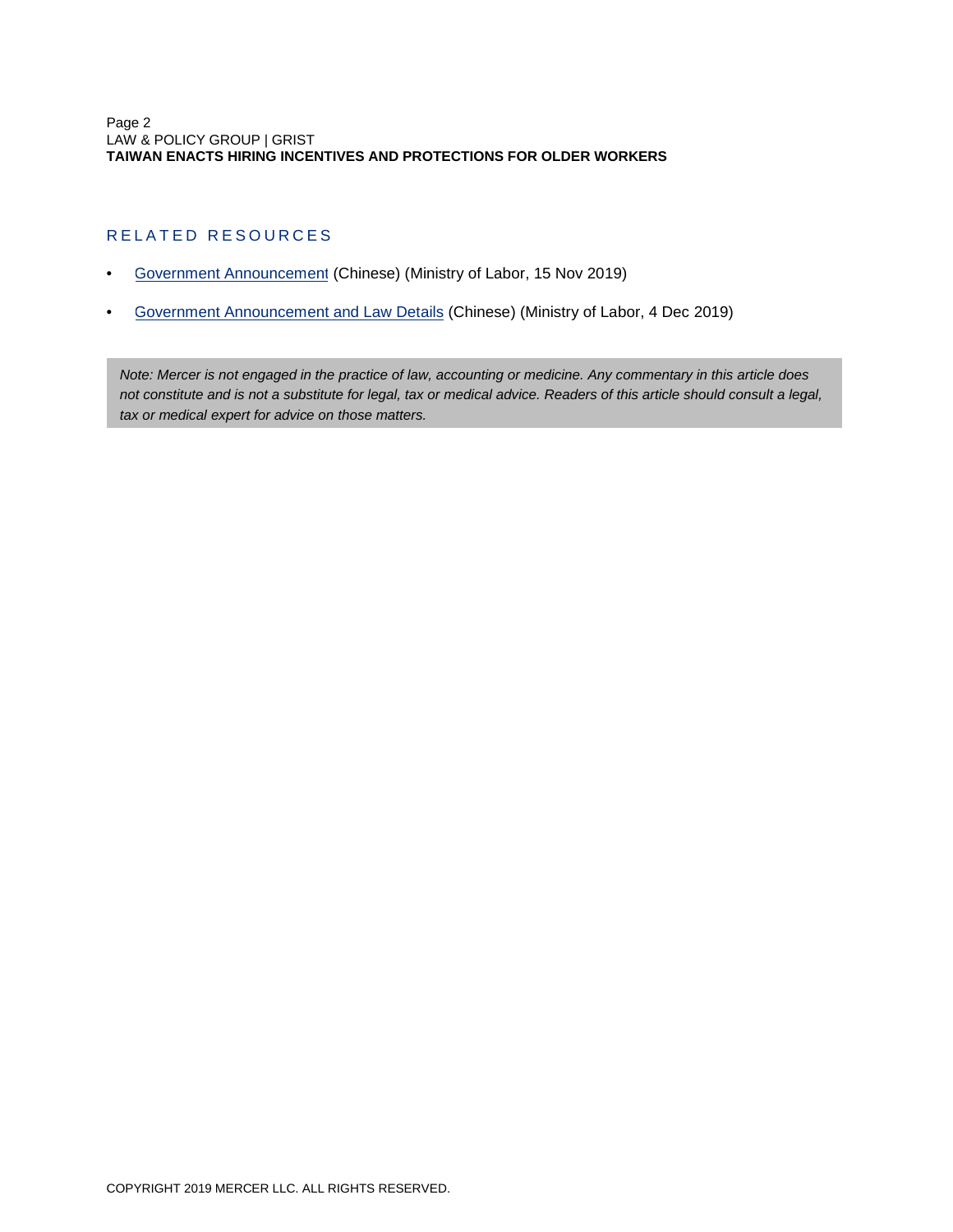## RELATED RESOURCES

- Government Announcement (Chinese) (Ministry of Labor, 15 Nov 2019)
- Government Announcement and Law Details (Chinese) (Ministry of Labor, 4 Dec 2019)

*Note: Mercer is not engaged in the practice of law, accounting or medicine. Any commentary in this article does not constitute and is not a substitute for legal, tax or medical advice. Readers of this article should consult a legal, tax or medical expert for advice on those matters.*

COPYRIGHT 2019 MERCER LLC. ALL RIGHTS RESERVED.